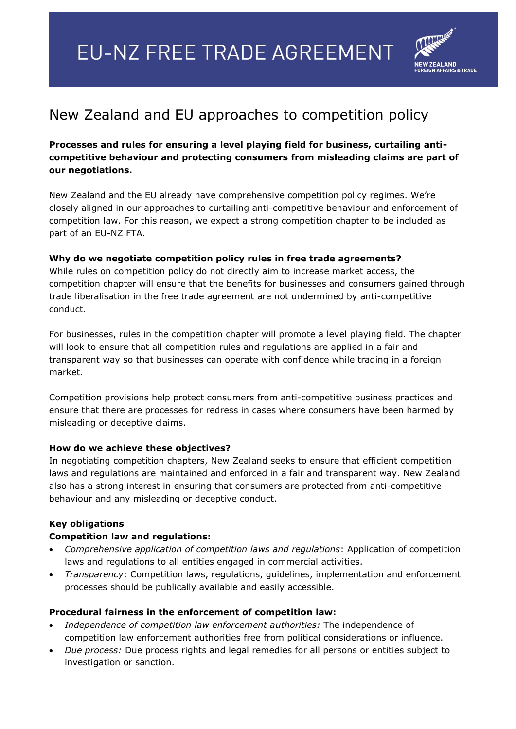# EU-NZ FREE TRADE AGREEMENT

NEW ZEALAND
FOREIGN AFFAIRS & TRADE

## New Zealand and EU approaches to competition policy

**Processes and rules for ensuring a level playing field for business, curtailing anti-competitive behaviour and protecting consumers from misleading claims are part of our negotiations.**

New Zealand and the EU already have comprehensive competition policy regimes. We're closely aligned in our approaches to curtailing anti-competitive behaviour and enforcement of competition law. For this reason, we expect a strong competition chapter to be included as part of an EU-NZ FTA.

**Why do we negotiate competition policy rules in free trade agreements?**
While rules on competition policy do not directly aim to increase market access, the competition chapter will ensure that the benefits for businesses and consumers gained through trade liberalisation in the free trade agreement are not undermined by anti-competitive conduct.

For businesses, rules in the competition chapter will promote a level playing field. The chapter will look to ensure that all competition rules and regulations are applied in a fair and transparent way so that businesses can operate with confidence while trading in a foreign market.

Competition provisions help protect consumers from anti-competitive business practices and ensure that there are processes for redress in cases where consumers have been harmed by misleading or deceptive claims.

**How do we achieve these objectives?**
In negotiating competition chapters, New Zealand seeks to ensure that efficient competition laws and regulations are maintained and enforced in a fair and transparent way. New Zealand also has a strong interest in ensuring that consumers are protected from anti-competitive behaviour and any misleading or deceptive conduct.

**Key obligations**
**Competition law and regulations:**

- *Comprehensive application of competition laws and regulations*: Application of competition laws and regulations to all entities engaged in commercial activities.
- *Transparency*: Competition laws, regulations, guidelines, implementation and enforcement processes should be publically available and easily accessible.

**Procedural fairness in the enforcement of competition law:**

- *Independence of competition law enforcement authorities:* The independence of competition law enforcement authorities free from political considerations or influence.
- *Due process:* Due process rights and legal remedies for all persons or entities subject to investigation or sanction.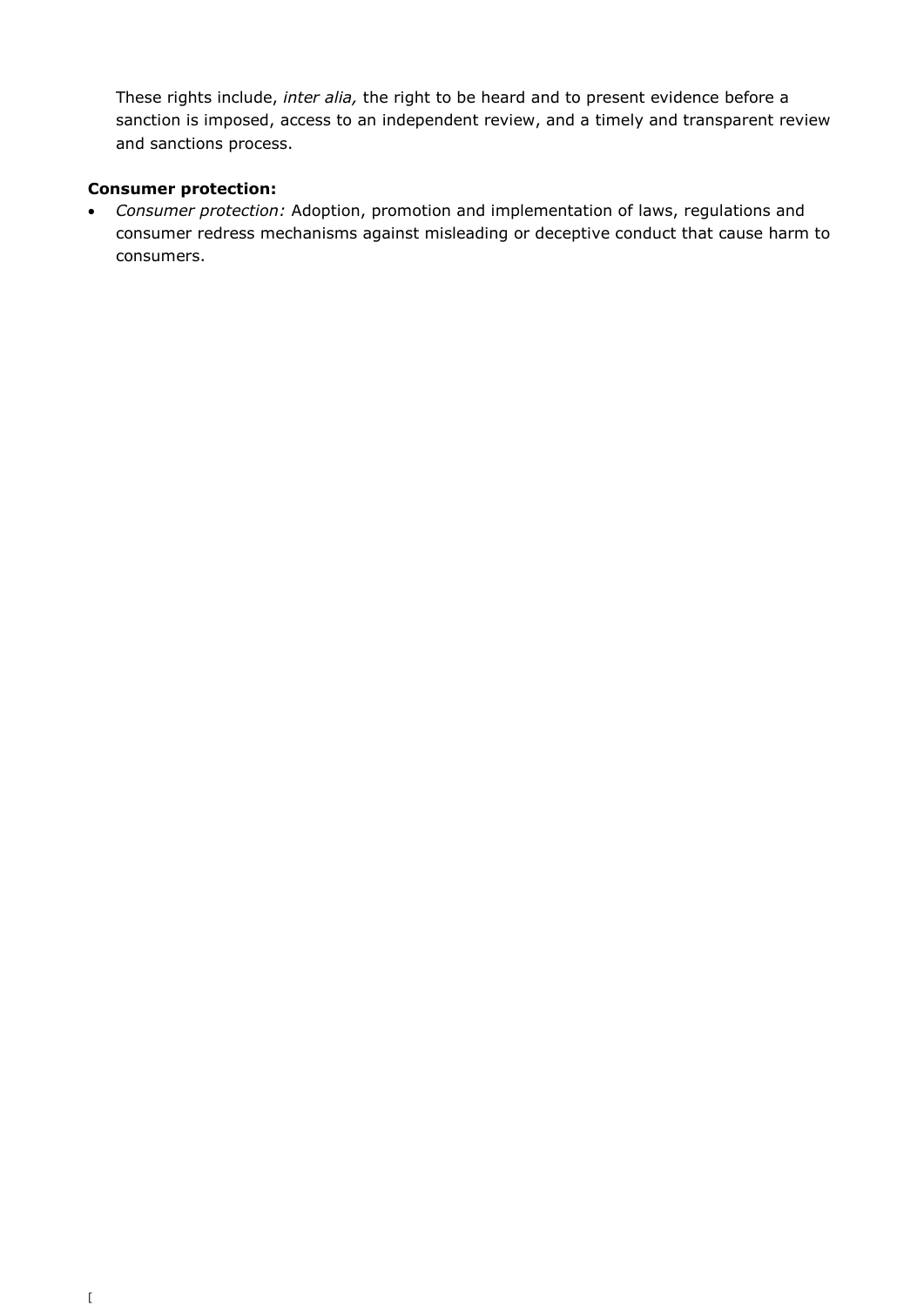These rights include, *inter alia,* the right to be heard and to present evidence before a sanction is imposed, access to an independent review, and a timely and transparent review and sanctions process.

**Consumer protection:**

- *Consumer protection:* Adoption, promotion and implementation of laws, regulations and consumer redress mechanisms against misleading or deceptive conduct that cause harm to consumers.